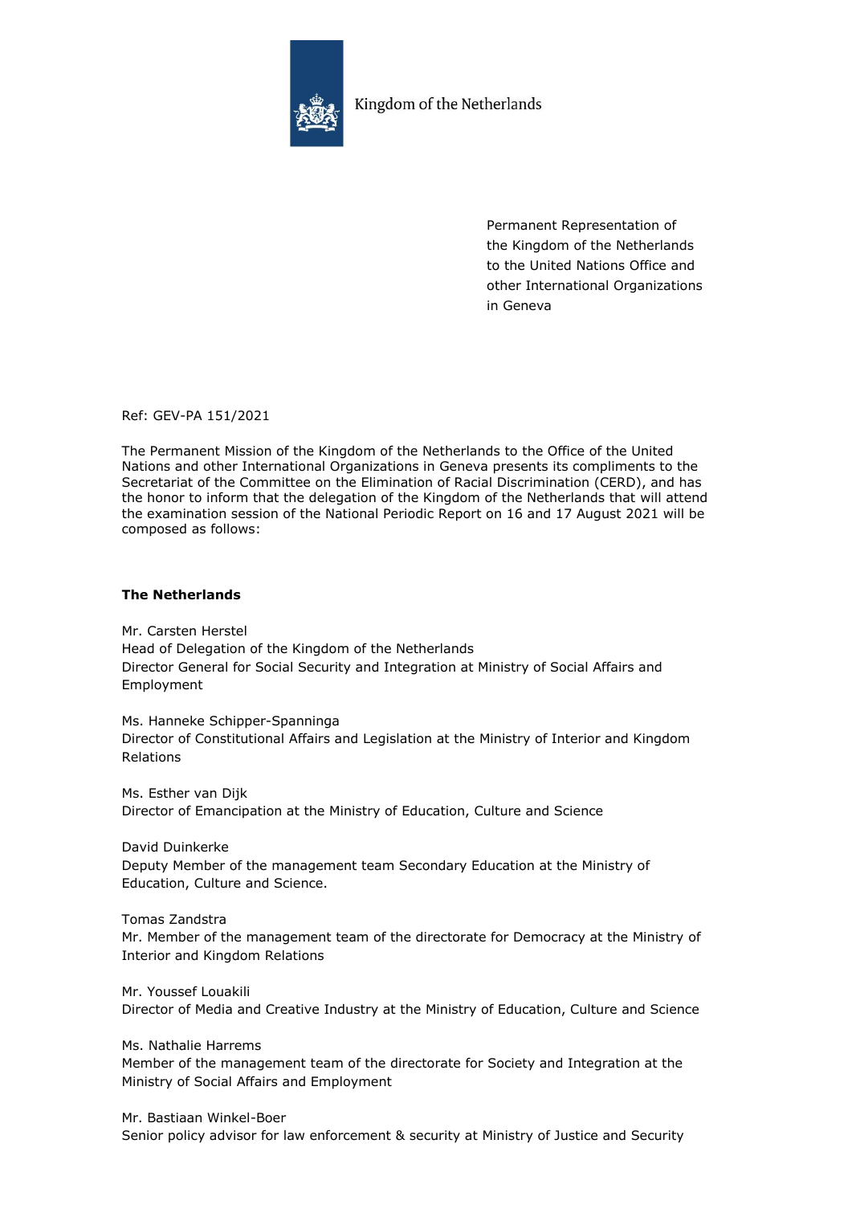Kingdom of the Netherlands

Permanent Representation of the Kingdom of the Netherlands to the United Nations Office and other International Organizations in Geneva

Ref: GEV-PA 151/2021

The Permanent Mission of the Kingdom of the Netherlands to the Office of the United Nations and other International Organizations in Geneva presents its compliments to the Secretariat of the Committee on the Elimination of Racial Discrimination (CERD), and has the honor to inform that the delegation of the Kingdom of the Netherlands that will attend the examination session of the National Periodic Report on 16 and 17 August 2021 will be composed as follows:

**The Netherlands**

Mr. Carsten Herstel
Head of Delegation of the Kingdom of the Netherlands
Director General for Social Security and Integration at Ministry of Social Affairs and Employment

Ms. Hanneke Schipper-Spanninga
Director of Constitutional Affairs and Legislation at the Ministry of Interior and Kingdom Relations

Ms. Esther van Dijk
Director of Emancipation at the Ministry of Education, Culture and Science

David Duinkerke
Deputy Member of the management team Secondary Education at the Ministry of Education, Culture and Science.

Tomas Zandstra
Mr. Member of the management team of the directorate for Democracy at the Ministry of Interior and Kingdom Relations

Mr. Youssef Louakili
Director of Media and Creative Industry at the Ministry of Education, Culture and Science

Ms. Nathalie Harrems
Member of the management team of the directorate for Society and Integration at the Ministry of Social Affairs and Employment

Mr. Bastiaan Winkel-Boer
Senior policy advisor for law enforcement & security at Ministry of Justice and Security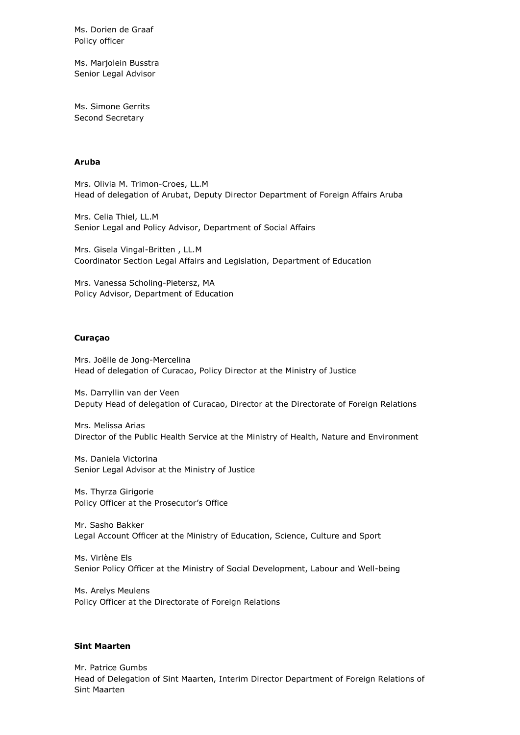Ms. Dorien de Graaf
Policy officer

Ms. Marjolein Busstra
Senior Legal Advisor

Ms. Simone Gerrits
Second Secretary

**Aruba**

Mrs. Olivia M. Trimon-Croes, LL.M
Head of delegation of Arubat, Deputy Director Department of Foreign Affairs Aruba

Mrs. Celia Thiel, LL.M
Senior Legal and Policy Advisor, Department of Social Affairs

Mrs. Gisela Vingal-Britten , LL.M
Coordinator Section Legal Affairs and Legislation, Department of Education

Mrs. Vanessa Scholing-Pietersz, MA
Policy Advisor, Department of Education

**Curaçao**

Mrs. Joëlle de Jong-Mercelina
Head of delegation of Curacao, Policy Director at the Ministry of Justice

Ms. Darryllin van der Veen
Deputy Head of delegation of Curacao, Director at the Directorate of Foreign Relations

Mrs. Melissa Arias
Director of the Public Health Service at the Ministry of Health, Nature and Environment

Ms. Daniela Victorina
Senior Legal Advisor at the Ministry of Justice

Ms. Thyrza Girigorie
Policy Officer at the Prosecutor's Office

Mr. Sasho Bakker
Legal Account Officer at the Ministry of Education, Science, Culture and Sport

Ms. Virlène Els
Senior Policy Officer at the Ministry of Social Development, Labour and Well-being

Ms. Arelys Meulens
Policy Officer at the Directorate of Foreign Relations

**Sint Maarten**

Mr. Patrice Gumbs
Head of Delegation of Sint Maarten, Interim Director Department of Foreign Relations of Sint Maarten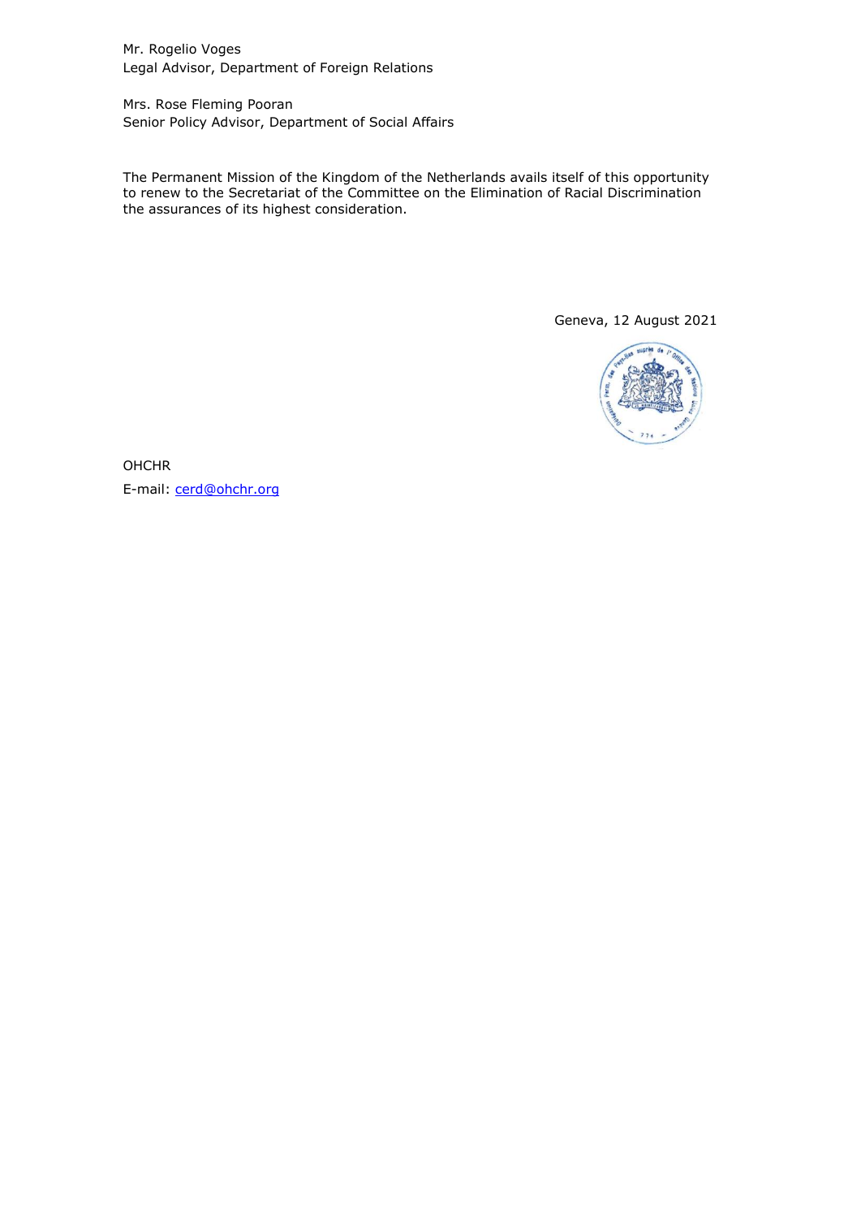Mr. Rogelio Voges
Legal Advisor, Department of Foreign Relations

Mrs. Rose Fleming Pooran
Senior Policy Advisor, Department of Social Affairs

The Permanent Mission of the Kingdom of the Netherlands avails itself of this opportunity to renew to the Secretariat of the Committee on the Elimination of Racial Discrimination the assurances of its highest consideration.

Geneva, 12 August 2021

OHCHR
E-mail: cerd@ohchr.org